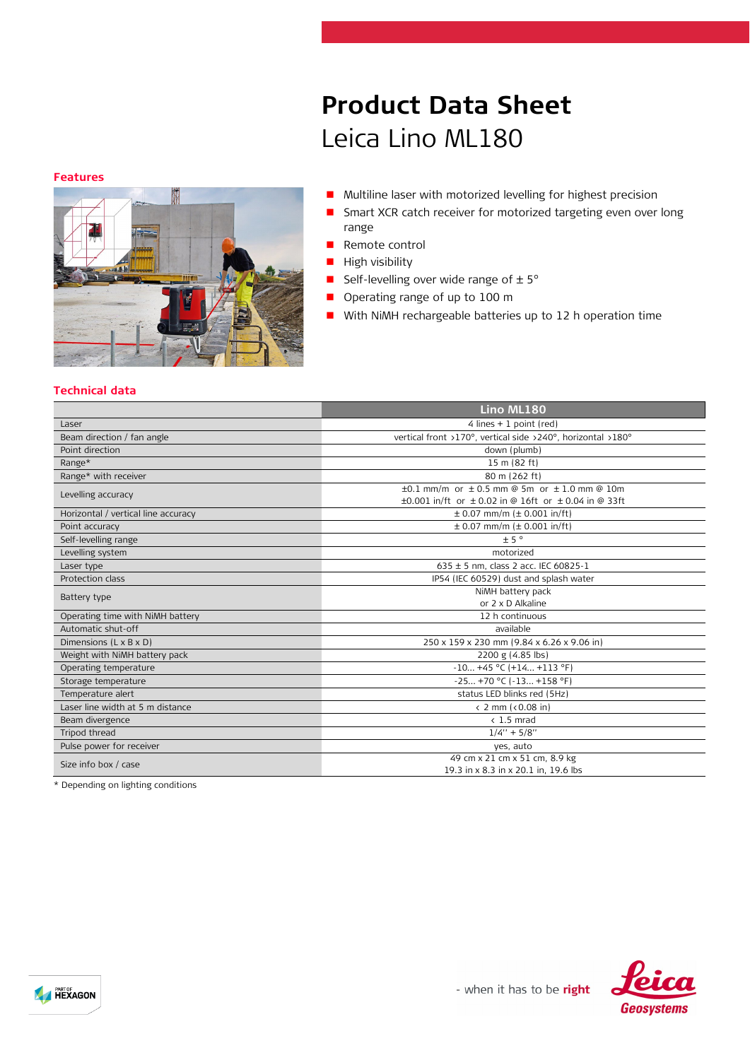# Product Data Sheet

## Leica Lino ML180

### Features

- Multiline laser with motorized levelling for highest precision
- Smart XCR catch receiver for motorized targeting even over long range
- Remote control
- High visibility
- Self-levelling over wide range of ± 5°
- Operating range of up to 100 m
- With NiMH rechargeable batteries up to 12 h operation time

### Technical data

| | Lino ML180 |
|---|---|
| Laser | 4 lines + 1 point (red) |
| Beam direction / fan angle | vertical front >170°, vertical side >240°, horizontal >180° |
| Point direction | down (plumb) |
| Range* | 15 m (82 ft) |
| Range* with receiver | 80 m (262 ft) |
| Levelling accuracy | ±0.1 mm/m or ± 0.5 mm @ 5m or ± 1.0 mm @ 10m<br>±0.001 in/ft or ± 0.02 in @ 16ft or ± 0.04 in @ 33ft |
| Horizontal / vertical line accuracy | ± 0.07 mm/m (± 0.001 in/ft) |
| Point accuracy | ± 0.07 mm/m (± 0.001 in/ft) |
| Self-levelling range | ± 5 ° |
| Levelling system | motorized |
| Laser type | 635 ± 5 nm, class 2 acc. IEC 60825-1 |
| Protection class | IP54 (IEC 60529) dust and splash water |
| Battery type | NiMH battery pack<br>or 2 x D Alkaline |
| Operating time with NiMH battery | 12 h continuous |
| Automatic shut-off | available |
| Dimensions (L x B x D) | 250 x 159 x 230 mm (9.84 x 6.26 x 9.06 in) |
| Weight with NiMH battery pack | 2200 g (4.85 lbs) |
| Operating temperature | -10... +45 °C (+14... +113 °F) |
| Storage temperature | -25... +70 °C (-13... +158 °F) |
| Temperature alert | status LED blinks red (5Hz) |
| Laser line width at 5 m distance | < 2 mm (<0.08 in) |
| Beam divergence | < 1.5 mrad |
| Tripod thread | 1/4'' + 5/8'' |
| Pulse power for receiver | yes, auto |
| Size info box / case | 49 cm x 21 cm x 51 cm, 8.9 kg<br>19.3 in x 8.3 in x 20.1 in, 19.6 lbs |

\* Depending on lighting conditions

PART OF HEXAGON

- when it has to be **right**

Leica Geosystems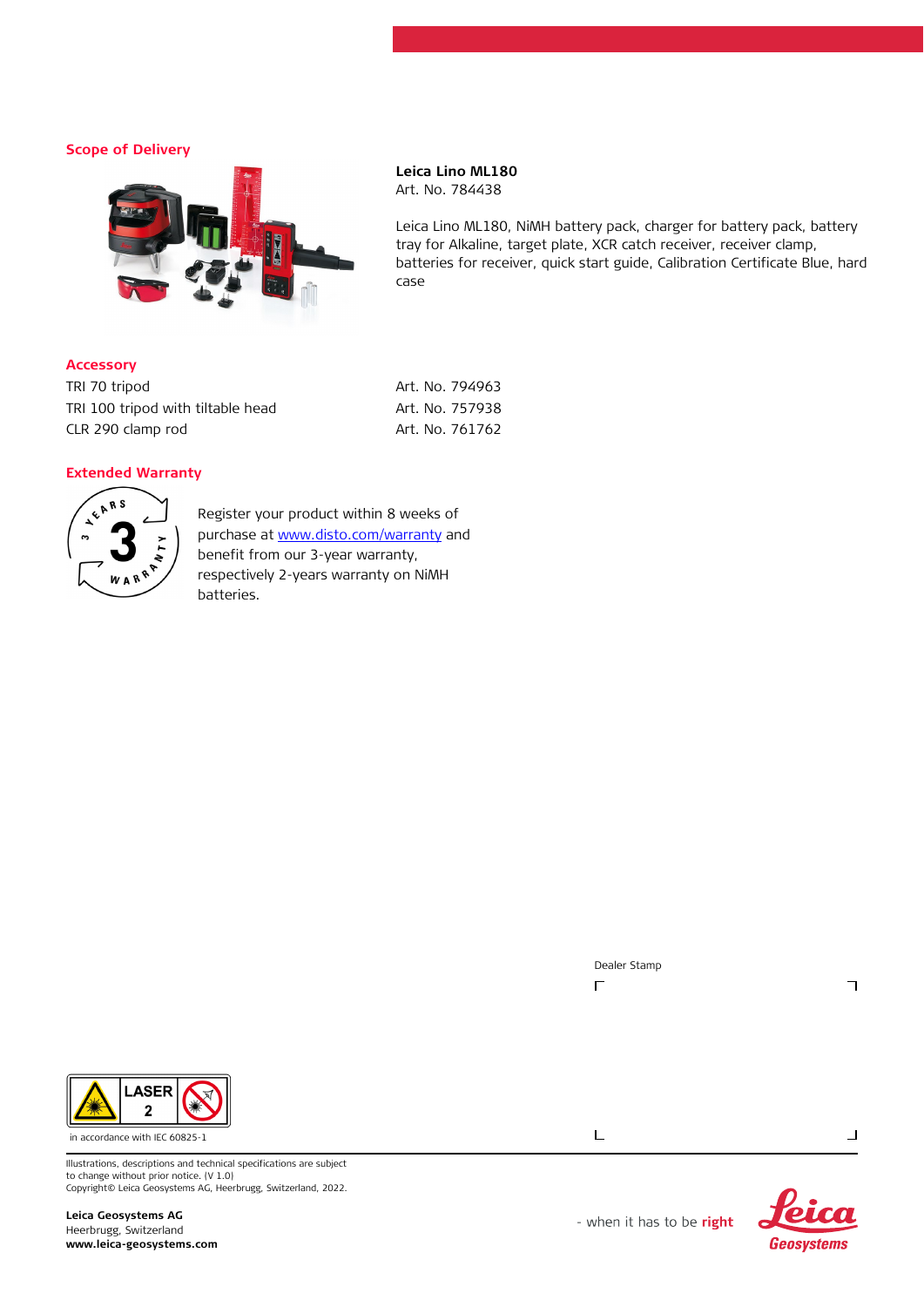## Scope of Delivery

**Leica Lino ML180**
Art. No. 784438

Leica Lino ML180, NiMH battery pack, charger for battery pack, battery tray for Alkaline, target plate, XCR catch receiver, receiver clamp, batteries for receiver, quick start guide, Calibration Certificate Blue, hard case

## Accessory

| | |
|---|---|
| TRI 70 tripod | Art. No. 794963 |
| TRI 100 tripod with tiltable head | Art. No. 757938 |
| CLR 290 clamp rod | Art. No. 761762 |

## Extended Warranty

3 YEARS WARRANTY

Register your product within 8 weeks of purchase at www.disto.com/warranty and benefit from our 3-year warranty, respectively 2-years warranty on NiMH batteries.

Dealer Stamp

LASER 2

in accordance with IEC 60825-1

Illustrations, descriptions and technical specifications are subject to change without prior notice. (V 1.0)
Copyright© Leica Geosystems AG, Heerbrugg, Switzerland, 2022.

**Leica Geosystems AG**
Heerbrugg, Switzerland
**www.leica-geosystems.com**

- when it has to be **right**

Leica Geosystems